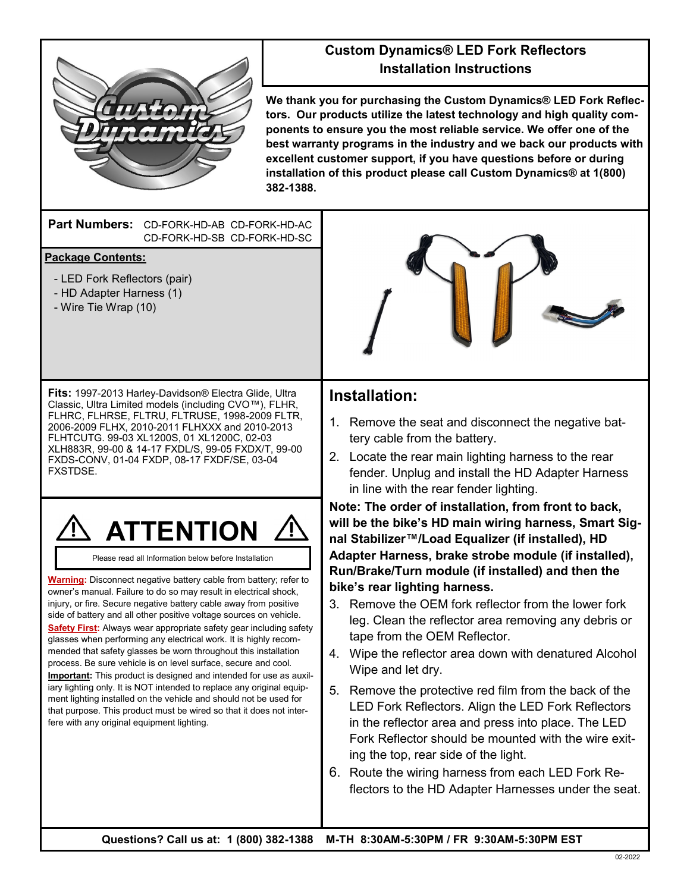# Custom Dynamics® LED Fork Reflectors Installation Instructions

**We thank you for purchasing the Custom Dynamics® LED Fork Reflectors. Our products utilize the latest technology and high quality components to ensure you the most reliable service. We offer one of the best warranty programs in the industry and we back our products with excellent customer support, if you have questions before or during installation of this product please call Custom Dynamics® at 1(800) 382-1388.**

**Part Numbers:** CD-FORK-HD-AB CD-FORK-HD-AC CD-FORK-HD-SB CD-FORK-HD-SC

**Package Contents:**

- LED Fork Reflectors (pair)
- HD Adapter Harness (1)
- Wire Tie Wrap (10)

**Fits:** 1997-2013 Harley-Davidson® Electra Glide, Ultra Classic, Ultra Limited models (including CVO™), FLHR, FLHRC, FLHRSE, FLTRU, FLTRUSE, 1998-2009 FLTR, 2006-2009 FLHX, 2010-2011 FLHXXX and 2010-2013 FLHTCUTG. 99-03 XL1200S, 01 XL1200C, 02-03 XLH883R, 99-00 & 14-17 FXDL/S, 99-05 FXDX/T, 99-00 FXDS-CONV, 01-04 FXDP, 08-17 FXDF/SE, 03-04 FXSTDSE.

## ⚠ ATTENTION ⚠

Please read all Information below before Installation

**Warning:** Disconnect negative battery cable from battery; refer to owner's manual. Failure to do so may result in electrical shock, injury, or fire. Secure negative battery cable away from positive side of battery and all other positive voltage sources on vehicle.

**Safety First:** Always wear appropriate safety gear including safety glasses when performing any electrical work. It is highly recommended that safety glasses be worn throughout this installation process. Be sure vehicle is on level surface, secure and cool.

**Important:** This product is designed and intended for use as auxiliary lighting only. It is NOT intended to replace any original equipment lighting installed on the vehicle and should not be used for that purpose. This product must be wired so that it does not interfere with any original equipment lighting.

## Installation:

1. Remove the seat and disconnect the negative battery cable from the battery.
2. Locate the rear main lighting harness to the rear fender. Unplug and install the HD Adapter Harness in line with the rear fender lighting.

**Note: The order of installation, from front to back, will be the bike's HD main wiring harness, Smart Signal Stabilizer™/Load Equalizer (if installed), HD Adapter Harness, brake strobe module (if installed), Run/Brake/Turn module (if installed) and then the bike's rear lighting harness.**

3. Remove the OEM fork reflector from the lower fork leg. Clean the reflector area removing any debris or tape from the OEM Reflector.
4. Wipe the reflector area down with denatured Alcohol Wipe and let dry.
5. Remove the protective red film from the back of the LED Fork Reflectors. Align the LED Fork Reflectors in the reflector area and press into place. The LED Fork Reflector should be mounted with the wire exiting the top, rear side of the light.
6. Route the wiring harness from each LED Fork Reflectors to the HD Adapter Harnesses under the seat.

**Questions? Call us at: 1 (800) 382-1388 M-TH 8:30AM-5:30PM / FR 9:30AM-5:30PM EST**

02-2022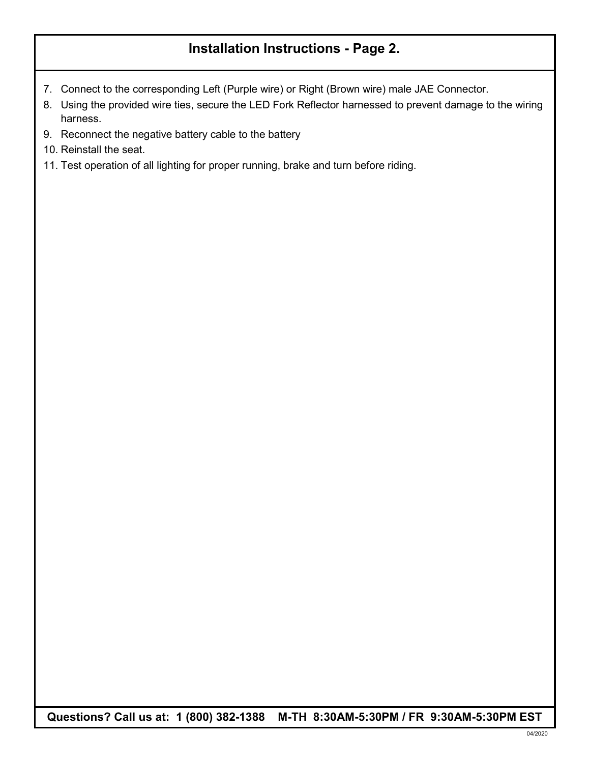## Installation Instructions - Page 2.

7. Connect to the corresponding Left (Purple wire) or Right (Brown wire) male JAE Connector.
8. Using the provided wire ties, secure the LED Fork Reflector harnessed to prevent damage to the wiring harness.
9. Reconnect the negative battery cable to the battery
10. Reinstall the seat.
11. Test operation of all lighting for proper running, brake and turn before riding.

**Questions? Call us at: 1 (800) 382-1388 M-TH 8:30AM-5:30PM / FR 9:30AM-5:30PM EST**

04/2020